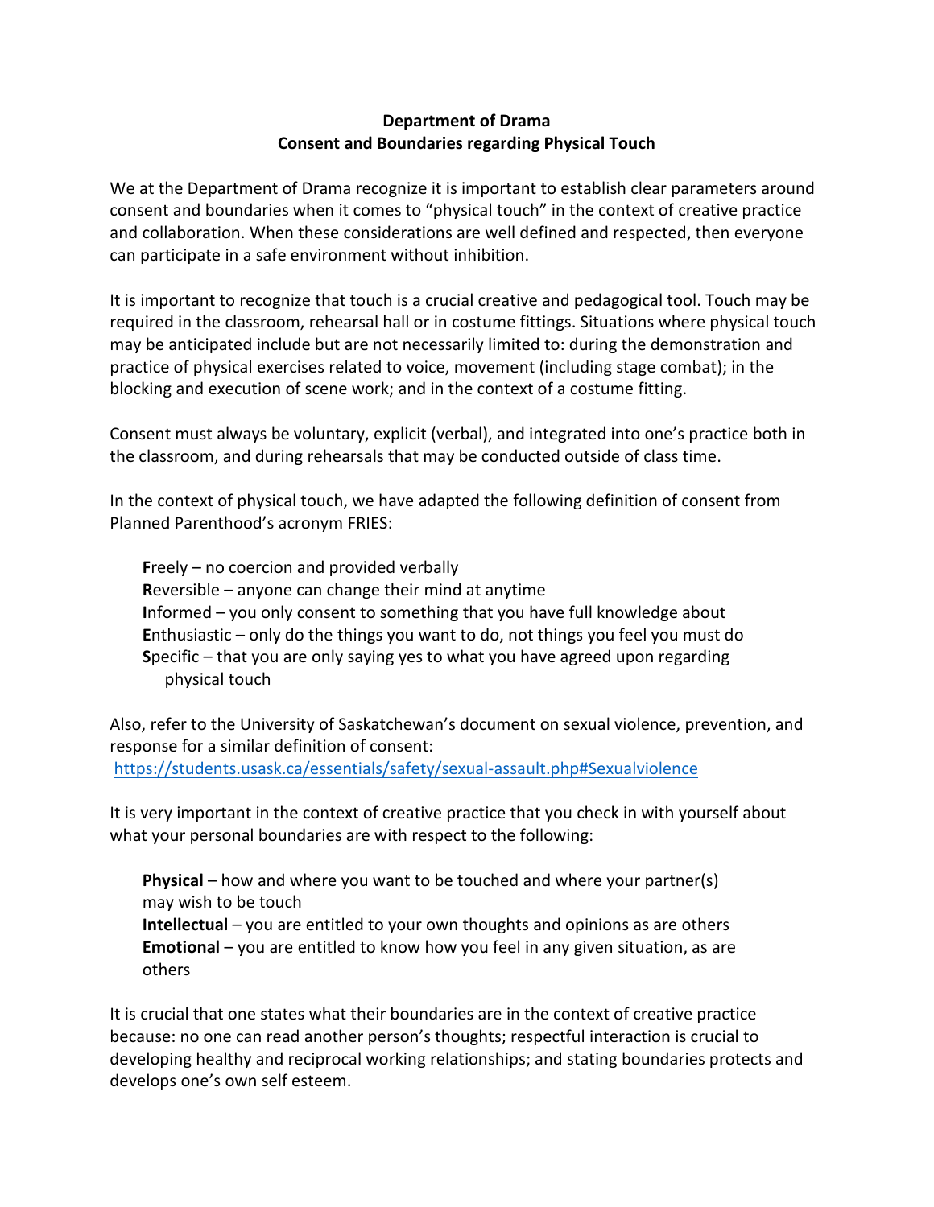**Department of Drama**
**Consent and Boundaries regarding Physical Touch**

We at the Department of Drama recognize it is important to establish clear parameters around consent and boundaries when it comes to "physical touch" in the context of creative practice and collaboration. When these considerations are well defined and respected, then everyone can participate in a safe environment without inhibition.

It is important to recognize that touch is a crucial creative and pedagogical tool. Touch may be required in the classroom, rehearsal hall or in costume fittings. Situations where physical touch may be anticipated include but are not necessarily limited to: during the demonstration and practice of physical exercises related to voice, movement (including stage combat); in the blocking and execution of scene work; and in the context of a costume fitting.

Consent must always be voluntary, explicit (verbal), and integrated into one's practice both in the classroom, and during rehearsals that may be conducted outside of class time.

In the context of physical touch, we have adapted the following definition of consent from Planned Parenthood's acronym FRIES:

**F**reely – no coercion and provided verbally
**R**eversible – anyone can change their mind at anytime
**I**nformed – you only consent to something that you have full knowledge about
**E**nthusiastic – only do the things you want to do, not things you feel you must do
**S**pecific – that you are only saying yes to what you have agreed upon regarding physical touch

Also, refer to the University of Saskatchewan's document on sexual violence, prevention, and response for a similar definition of consent:
https://students.usask.ca/essentials/safety/sexual-assault.php#Sexualviolence

It is very important in the context of creative practice that you check in with yourself about what your personal boundaries are with respect to the following:

**Physical** – how and where you want to be touched and where your partner(s) may wish to be touch
**Intellectual** – you are entitled to your own thoughts and opinions as are others
**Emotional** – you are entitled to know how you feel in any given situation, as are others

It is crucial that one states what their boundaries are in the context of creative practice because: no one can read another person's thoughts; respectful interaction is crucial to developing healthy and reciprocal working relationships; and stating boundaries protects and develops one's own self esteem.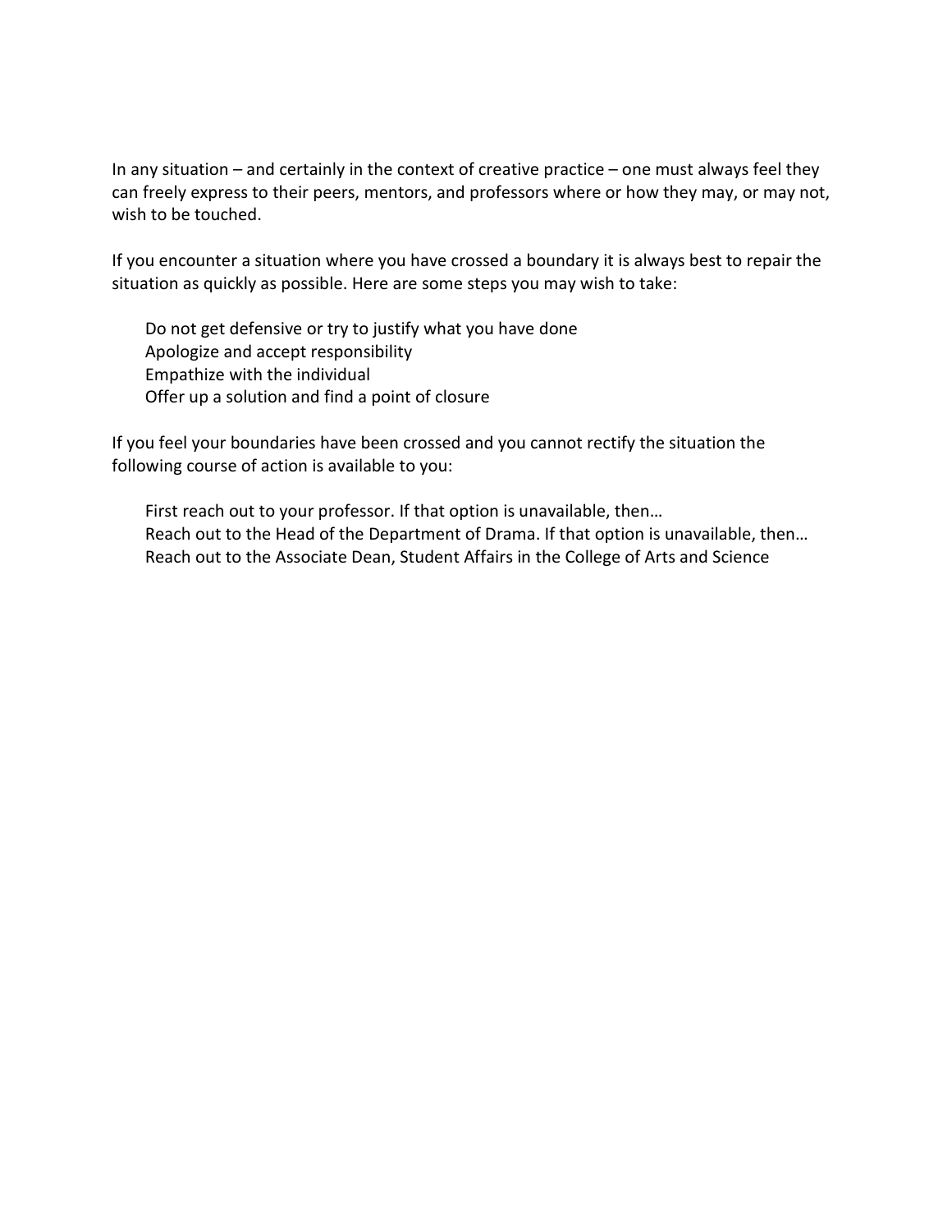In any situation – and certainly in the context of creative practice – one must always feel they can freely express to their peers, mentors, and professors where or how they may, or may not, wish to be touched.

If you encounter a situation where you have crossed a boundary it is always best to repair the situation as quickly as possible. Here are some steps you may wish to take:

- Do not get defensive or try to justify what you have done
- Apologize and accept responsibility
- Empathize with the individual
- Offer up a solution and find a point of closure

If you feel your boundaries have been crossed and you cannot rectify the situation the following course of action is available to you:

- First reach out to your professor. If that option is unavailable, then…
- Reach out to the Head of the Department of Drama. If that option is unavailable, then…
- Reach out to the Associate Dean, Student Affairs in the College of Arts and Science